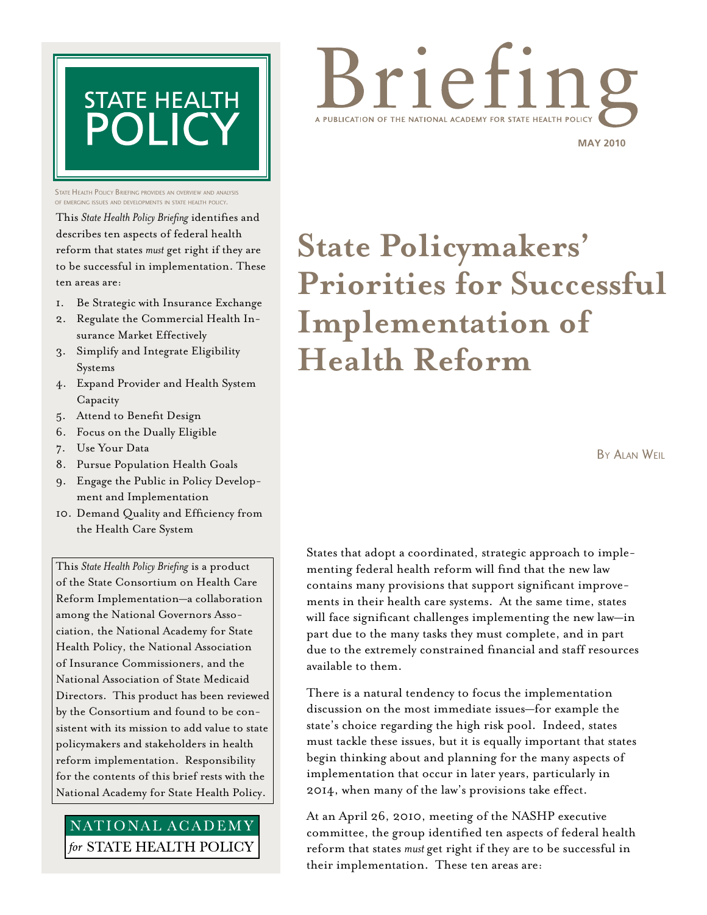# STATE HEALTH POLICY

# Briefing

A PUBLICATION OF THE NATIONAL ACADEMY FOR STATE HEALTH POLICY

MAY 2010

STATE HEALTH POLICY BRIEFING PROVIDES AN OVERVIEW AND ANALYSIS OF EMERGING ISSUES AND DEVELOPMENTS IN STATE HEALTH POLICY.

This *State Health Policy Briefing* identifies and describes ten aspects of federal health reform that states *must* get right if they are to be successful in implementation. These ten areas are:

1. Be Strategic with Insurance Exchange
2. Regulate the Commercial Health Insurance Market Effectively
3. Simplify and Integrate Eligibility Systems
4. Expand Provider and Health System Capacity
5. Attend to Benefit Design
6. Focus on the Dually Eligible
7. Use Your Data
8. Pursue Population Health Goals
9. Engage the Public in Policy Development and Implementation
10. Demand Quality and Efficiency from the Health Care System

This *State Health Policy Briefing* is a product of the State Consortium on Health Care Reform Implementation—a collaboration among the National Governors Association, the National Academy for State Health Policy, the National Association of Insurance Commissioners, and the National Association of State Medicaid Directors. This product has been reviewed by the Consortium and found to be consistent with its mission to add value to state policymakers and stakeholders in health reform implementation. Responsibility for the contents of this brief rests with the National Academy for State Health Policy.

NATIONAL ACADEMY *for* STATE HEALTH POLICY

# State Policymakers' Priorities for Successful Implementation of Health Reform

BY ALAN WEIL

States that adopt a coordinated, strategic approach to implementing federal health reform will find that the new law contains many provisions that support significant improvements in their health care systems. At the same time, states will face significant challenges implementing the new law—in part due to the many tasks they must complete, and in part due to the extremely constrained financial and staff resources available to them.

There is a natural tendency to focus the implementation discussion on the most immediate issues—for example the state's choice regarding the high risk pool. Indeed, states must tackle these issues, but it is equally important that states begin thinking about and planning for the many aspects of implementation that occur in later years, particularly in 2014, when many of the law's provisions take effect.

At an April 26, 2010, meeting of the NASHP executive committee, the group identified ten aspects of federal health reform that states *must* get right if they are to be successful in their implementation. These ten areas are: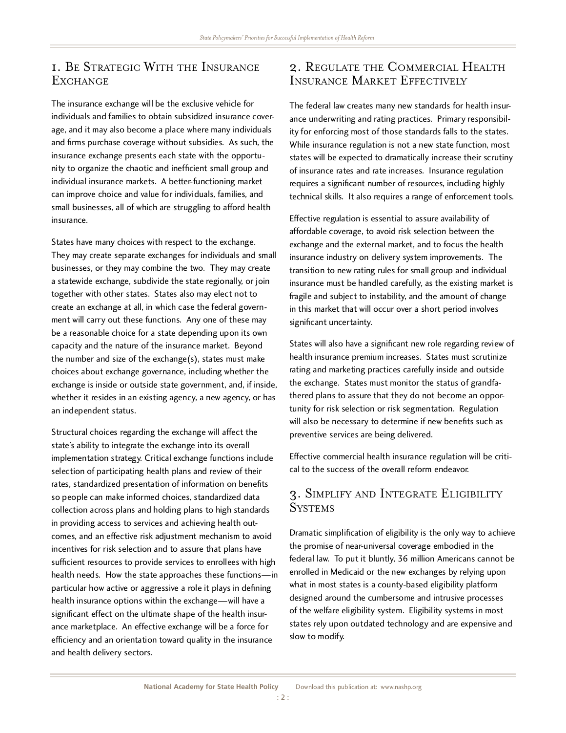## 1. Be Strategic With the Insurance Exchange

The insurance exchange will be the exclusive vehicle for individuals and families to obtain subsidized insurance coverage, and it may also become a place where many individuals and firms purchase coverage without subsidies. As such, the insurance exchange presents each state with the opportunity to organize the chaotic and inefficient small group and individual insurance markets. A better-functioning market can improve choice and value for individuals, families, and small businesses, all of which are struggling to afford health insurance.

States have many choices with respect to the exchange. They may create separate exchanges for individuals and small businesses, or they may combine the two. They may create a statewide exchange, subdivide the state regionally, or join together with other states. States also may elect not to create an exchange at all, in which case the federal government will carry out these functions. Any one of these may be a reasonable choice for a state depending upon its own capacity and the nature of the insurance market. Beyond the number and size of the exchange(s), states must make choices about exchange governance, including whether the exchange is inside or outside state government, and, if inside, whether it resides in an existing agency, a new agency, or has an independent status.

Structural choices regarding the exchange will affect the state's ability to integrate the exchange into its overall implementation strategy. Critical exchange functions include selection of participating health plans and review of their rates, standardized presentation of information on benefits so people can make informed choices, standardized data collection across plans and holding plans to high standards in providing access to services and achieving health outcomes, and an effective risk adjustment mechanism to avoid incentives for risk selection and to assure that plans have sufficient resources to provide services to enrollees with high health needs. How the state approaches these functions—in particular how active or aggressive a role it plays in defining health insurance options within the exchange—will have a significant effect on the ultimate shape of the health insurance marketplace. An effective exchange will be a force for efficiency and an orientation toward quality in the insurance and health delivery sectors.

## 2. Regulate the Commercial Health Insurance Market Effectively

The federal law creates many new standards for health insurance underwriting and rating practices. Primary responsibility for enforcing most of those standards falls to the states. While insurance regulation is not a new state function, most states will be expected to dramatically increase their scrutiny of insurance rates and rate increases. Insurance regulation requires a significant number of resources, including highly technical skills. It also requires a range of enforcement tools.

Effective regulation is essential to assure availability of affordable coverage, to avoid risk selection between the exchange and the external market, and to focus the health insurance industry on delivery system improvements. The transition to new rating rules for small group and individual insurance must be handled carefully, as the existing market is fragile and subject to instability, and the amount of change in this market that will occur over a short period involves significant uncertainty.

States will also have a significant new role regarding review of health insurance premium increases. States must scrutinize rating and marketing practices carefully inside and outside the exchange. States must monitor the status of grandfathered plans to assure that they do not become an opportunity for risk selection or risk segmentation. Regulation will also be necessary to determine if new benefits such as preventive services are being delivered.

Effective commercial health insurance regulation will be critical to the success of the overall reform endeavor.

## 3. Simplify and Integrate Eligibility Systems

Dramatic simplification of eligibility is the only way to achieve the promise of near-universal coverage embodied in the federal law. To put it bluntly, 36 million Americans cannot be enrolled in Medicaid or the new exchanges by relying upon what in most states is a county-based eligibility platform designed around the cumbersome and intrusive processes of the welfare eligibility system. Eligibility systems in most states rely upon outdated technology and are expensive and slow to modify.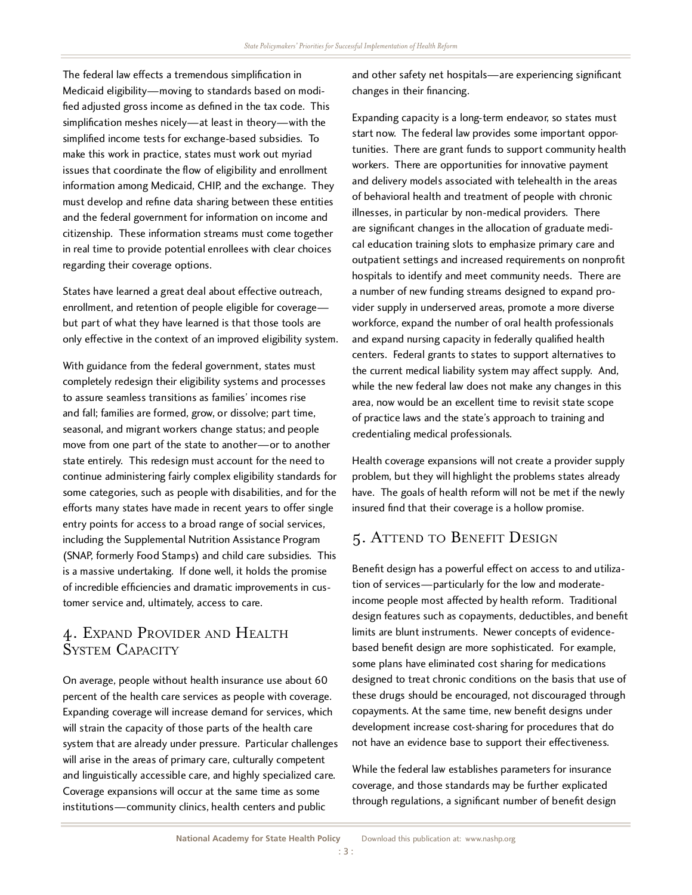The federal law effects a tremendous simplification in Medicaid eligibility—moving to standards based on modified adjusted gross income as defined in the tax code. This simplification meshes nicely—at least in theory—with the simplified income tests for exchange-based subsidies. To make this work in practice, states must work out myriad issues that coordinate the flow of eligibility and enrollment information among Medicaid, CHIP, and the exchange. They must develop and refine data sharing between these entities and the federal government for information on income and citizenship. These information streams must come together in real time to provide potential enrollees with clear choices regarding their coverage options.

States have learned a great deal about effective outreach, enrollment, and retention of people eligible for coverage—but part of what they have learned is that those tools are only effective in the context of an improved eligibility system.

With guidance from the federal government, states must completely redesign their eligibility systems and processes to assure seamless transitions as families' incomes rise and fall; families are formed, grow, or dissolve; part time, seasonal, and migrant workers change status; and people move from one part of the state to another—or to another state entirely. This redesign must account for the need to continue administering fairly complex eligibility standards for some categories, such as people with disabilities, and for the efforts many states have made in recent years to offer single entry points for access to a broad range of social services, including the Supplemental Nutrition Assistance Program (SNAP, formerly Food Stamps) and child care subsidies. This is a massive undertaking. If done well, it holds the promise of incredible efficiencies and dramatic improvements in customer service and, ultimately, access to care.

## 4. Expand Provider and Health System Capacity

On average, people without health insurance use about 60 percent of the health care services as people with coverage. Expanding coverage will increase demand for services, which will strain the capacity of those parts of the health care system that are already under pressure. Particular challenges will arise in the areas of primary care, culturally competent and linguistically accessible care, and highly specialized care. Coverage expansions will occur at the same time as some institutions—community clinics, health centers and public and other safety net hospitals—are experiencing significant changes in their financing.

Expanding capacity is a long-term endeavor, so states must start now. The federal law provides some important opportunities. There are grant funds to support community health workers. There are opportunities for innovative payment and delivery models associated with telehealth in the areas of behavioral health and treatment of people with chronic illnesses, in particular by non-medical providers. There are significant changes in the allocation of graduate medical education training slots to emphasize primary care and outpatient settings and increased requirements on nonprofit hospitals to identify and meet community needs. There are a number of new funding streams designed to expand provider supply in underserved areas, promote a more diverse workforce, expand the number of oral health professionals and expand nursing capacity in federally qualified health centers. Federal grants to states to support alternatives to the current medical liability system may affect supply. And, while the new federal law does not make any changes in this area, now would be an excellent time to revisit state scope of practice laws and the state's approach to training and credentialing medical professionals.

Health coverage expansions will not create a provider supply problem, but they will highlight the problems states already have. The goals of health reform will not be met if the newly insured find that their coverage is a hollow promise.

## 5. Attend to Benefit Design

Benefit design has a powerful effect on access to and utilization of services—particularly for the low and moderate-income people most affected by health reform. Traditional design features such as copayments, deductibles, and benefit limits are blunt instruments. Newer concepts of evidence-based benefit design are more sophisticated. For example, some plans have eliminated cost sharing for medications designed to treat chronic conditions on the basis that use of these drugs should be encouraged, not discouraged through copayments. At the same time, new benefit designs under development increase cost-sharing for procedures that do not have an evidence base to support their effectiveness.

While the federal law establishes parameters for insurance coverage, and those standards may be further explicated through regulations, a significant number of benefit design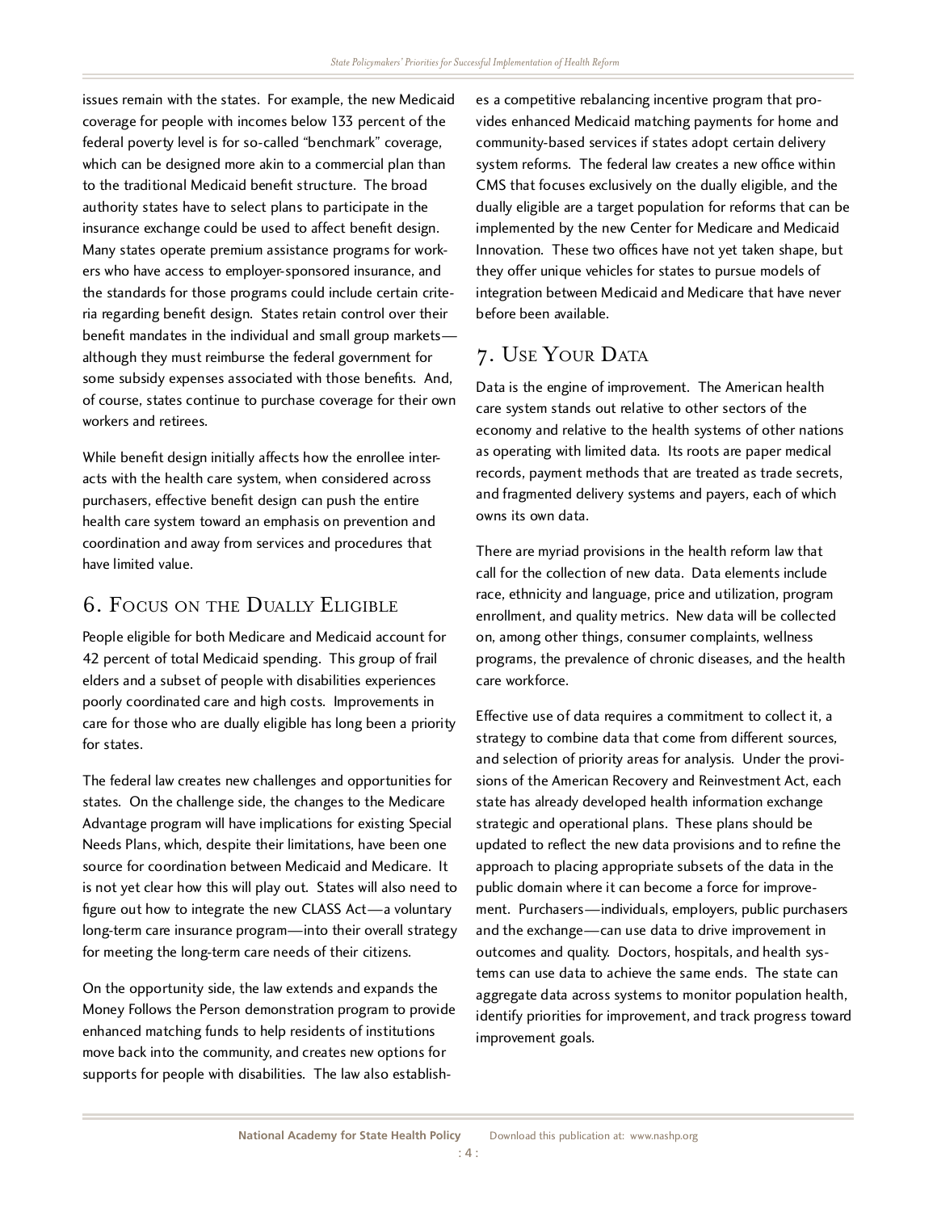issues remain with the states. For example, the new Medicaid coverage for people with incomes below 133 percent of the federal poverty level is for so-called "benchmark" coverage, which can be designed more akin to a commercial plan than to the traditional Medicaid benefit structure. The broad authority states have to select plans to participate in the insurance exchange could be used to affect benefit design. Many states operate premium assistance programs for workers who have access to employer-sponsored insurance, and the standards for those programs could include certain criteria regarding benefit design. States retain control over their benefit mandates in the individual and small group markets—although they must reimburse the federal government for some subsidy expenses associated with those benefits. And, of course, states continue to purchase coverage for their own workers and retirees.

While benefit design initially affects how the enrollee interacts with the health care system, when considered across purchasers, effective benefit design can push the entire health care system toward an emphasis on prevention and coordination and away from services and procedures that have limited value.

## 6. Focus on the Dually Eligible

People eligible for both Medicare and Medicaid account for 42 percent of total Medicaid spending. This group of frail elders and a subset of people with disabilities experiences poorly coordinated care and high costs. Improvements in care for those who are dually eligible has long been a priority for states.

The federal law creates new challenges and opportunities for states. On the challenge side, the changes to the Medicare Advantage program will have implications for existing Special Needs Plans, which, despite their limitations, have been one source for coordination between Medicaid and Medicare. It is not yet clear how this will play out. States will also need to figure out how to integrate the new CLASS Act—a voluntary long-term care insurance program—into their overall strategy for meeting the long-term care needs of their citizens.

On the opportunity side, the law extends and expands the Money Follows the Person demonstration program to provide enhanced matching funds to help residents of institutions move back into the community, and creates new options for supports for people with disabilities. The law also establishes a competitive rebalancing incentive program that provides enhanced Medicaid matching payments for home and community-based services if states adopt certain delivery system reforms. The federal law creates a new office within CMS that focuses exclusively on the dually eligible, and the dually eligible are a target population for reforms that can be implemented by the new Center for Medicare and Medicaid Innovation. These two offices have not yet taken shape, but they offer unique vehicles for states to pursue models of integration between Medicaid and Medicare that have never before been available.

## 7. Use Your Data

Data is the engine of improvement. The American health care system stands out relative to other sectors of the economy and relative to the health systems of other nations as operating with limited data. Its roots are paper medical records, payment methods that are treated as trade secrets, and fragmented delivery systems and payers, each of which owns its own data.

There are myriad provisions in the health reform law that call for the collection of new data. Data elements include race, ethnicity and language, price and utilization, program enrollment, and quality metrics. New data will be collected on, among other things, consumer complaints, wellness programs, the prevalence of chronic diseases, and the health care workforce.

Effective use of data requires a commitment to collect it, a strategy to combine data that come from different sources, and selection of priority areas for analysis. Under the provisions of the American Recovery and Reinvestment Act, each state has already developed health information exchange strategic and operational plans. These plans should be updated to reflect the new data provisions and to refine the approach to placing appropriate subsets of the data in the public domain where it can become a force for improvement. Purchasers—individuals, employers, public purchasers and the exchange—can use data to drive improvement in outcomes and quality. Doctors, hospitals, and health systems can use data to achieve the same ends. The state can aggregate data across systems to monitor population health, identify priorities for improvement, and track progress toward improvement goals.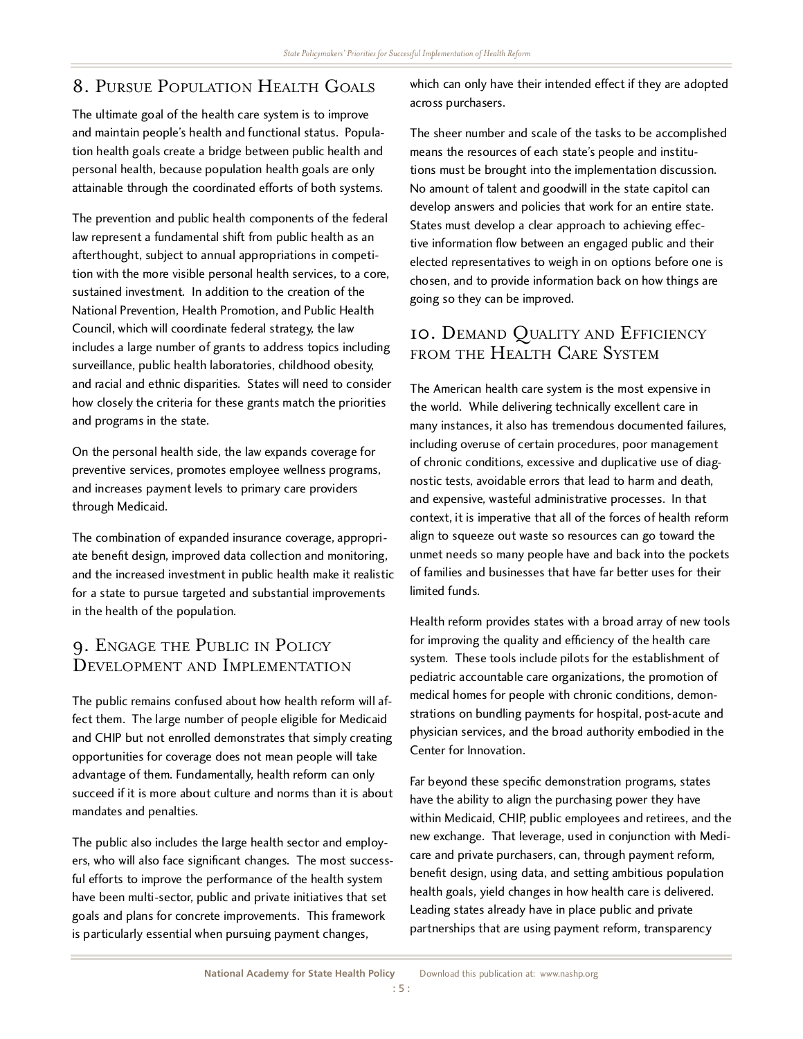## 8. Pursue Population Health Goals

The ultimate goal of the health care system is to improve and maintain people's health and functional status. Population health goals create a bridge between public health and personal health, because population health goals are only attainable through the coordinated efforts of both systems.

The prevention and public health components of the federal law represent a fundamental shift from public health as an afterthought, subject to annual appropriations in competition with the more visible personal health services, to a core, sustained investment. In addition to the creation of the National Prevention, Health Promotion, and Public Health Council, which will coordinate federal strategy, the law includes a large number of grants to address topics including surveillance, public health laboratories, childhood obesity, and racial and ethnic disparities. States will need to consider how closely the criteria for these grants match the priorities and programs in the state.

On the personal health side, the law expands coverage for preventive services, promotes employee wellness programs, and increases payment levels to primary care providers through Medicaid.

The combination of expanded insurance coverage, appropriate benefit design, improved data collection and monitoring, and the increased investment in public health make it realistic for a state to pursue targeted and substantial improvements in the health of the population.

## 9. Engage the Public in Policy Development and Implementation

The public remains confused about how health reform will affect them. The large number of people eligible for Medicaid and CHIP but not enrolled demonstrates that simply creating opportunities for coverage does not mean people will take advantage of them. Fundamentally, health reform can only succeed if it is more about culture and norms than it is about mandates and penalties.

The public also includes the large health sector and employers, who will also face significant changes. The most successful efforts to improve the performance of the health system have been multi-sector, public and private initiatives that set goals and plans for concrete improvements. This framework is particularly essential when pursuing payment changes, which can only have their intended effect if they are adopted across purchasers.

The sheer number and scale of the tasks to be accomplished means the resources of each state's people and institutions must be brought into the implementation discussion. No amount of talent and goodwill in the state capitol can develop answers and policies that work for an entire state. States must develop a clear approach to achieving effective information flow between an engaged public and their elected representatives to weigh in on options before one is chosen, and to provide information back on how things are going so they can be improved.

## 10. Demand Quality and Efficiency from the Health Care System

The American health care system is the most expensive in the world. While delivering technically excellent care in many instances, it also has tremendous documented failures, including overuse of certain procedures, poor management of chronic conditions, excessive and duplicative use of diagnostic tests, avoidable errors that lead to harm and death, and expensive, wasteful administrative processes. In that context, it is imperative that all of the forces of health reform align to squeeze out waste so resources can go toward the unmet needs so many people have and back into the pockets of families and businesses that have far better uses for their limited funds.

Health reform provides states with a broad array of new tools for improving the quality and efficiency of the health care system. These tools include pilots for the establishment of pediatric accountable care organizations, the promotion of medical homes for people with chronic conditions, demonstrations on bundling payments for hospital, post-acute and physician services, and the broad authority embodied in the Center for Innovation.

Far beyond these specific demonstration programs, states have the ability to align the purchasing power they have within Medicaid, CHIP, public employees and retirees, and the new exchange. That leverage, used in conjunction with Medicare and private purchasers, can, through payment reform, benefit design, using data, and setting ambitious population health goals, yield changes in how health care is delivered. Leading states already have in place public and private partnerships that are using payment reform, transparency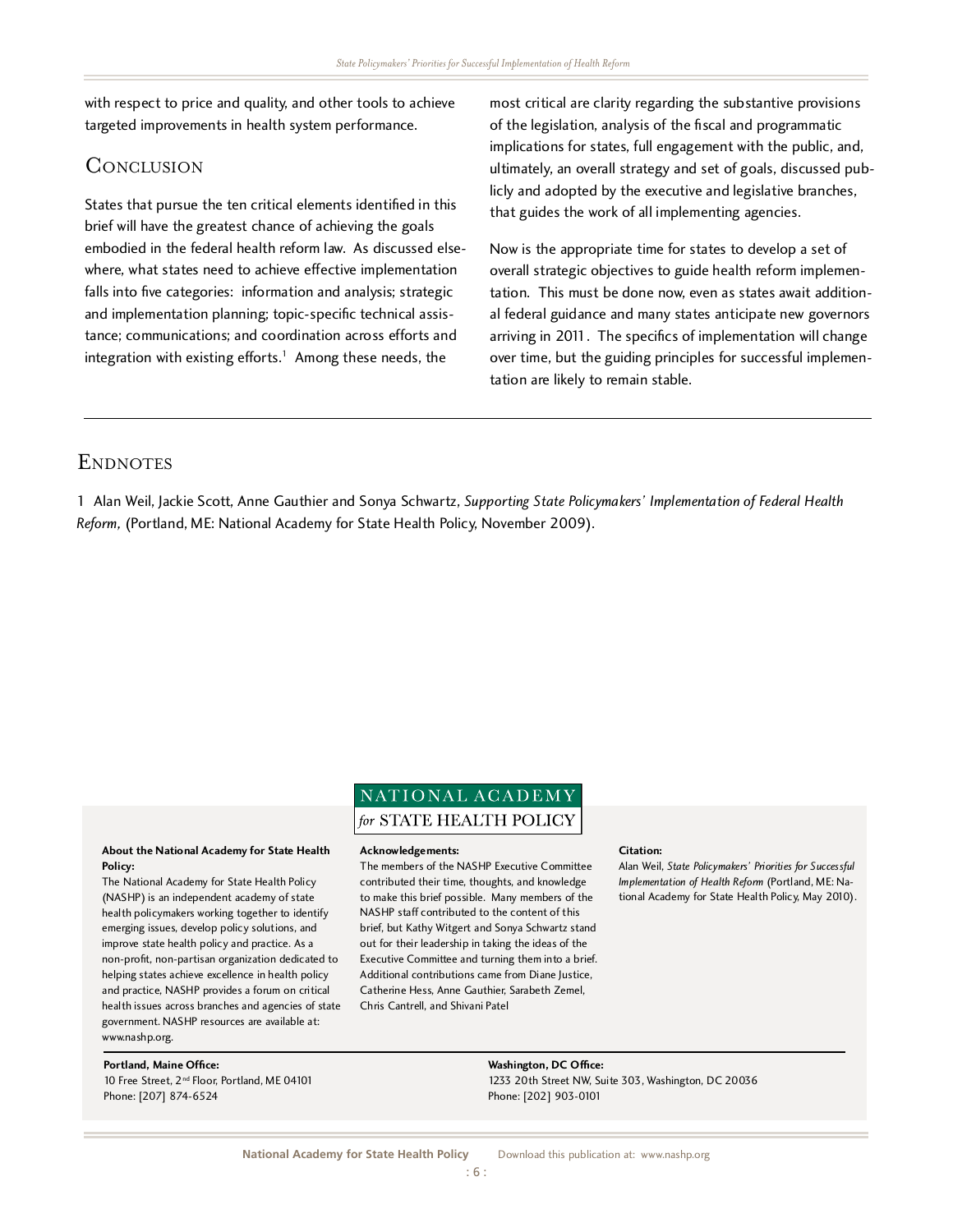with respect to price and quality, and other tools to achieve targeted improvements in health system performance.

## Conclusion

States that pursue the ten critical elements identified in this brief will have the greatest chance of achieving the goals embodied in the federal health reform law. As discussed elsewhere, what states need to achieve effective implementation falls into five categories: information and analysis; strategic and implementation planning; topic-specific technical assistance; communications; and coordination across efforts and integration with existing efforts.[1] Among these needs, the most critical are clarity regarding the substantive provisions of the legislation, analysis of the fiscal and programmatic implications for states, full engagement with the public, and, ultimately, an overall strategy and set of goals, discussed publicly and adopted by the executive and legislative branches, that guides the work of all implementing agencies.

Now is the appropriate time for states to develop a set of overall strategic objectives to guide health reform implementation. This must be done now, even as states await additional federal guidance and many states anticipate new governors arriving in 2011. The specifics of implementation will change over time, but the guiding principles for successful implementation are likely to remain stable.

## Endnotes

1 Alan Weil, Jackie Scott, Anne Gauthier and Sonya Schwartz, *Supporting State Policymakers' Implementation of Federal Health Reform,* (Portland, ME: National Academy for State Health Policy, November 2009).

NATIONAL ACADEMY *for* STATE HEALTH POLICY

**About the National Academy for State Health Policy:**

The National Academy for State Health Policy (NASHP) is an independent academy of state health policymakers working together to identify emerging issues, develop policy solutions, and improve state health policy and practice. As a non-profit, non-partisan organization dedicated to helping states achieve excellence in health policy and practice, NASHP provides a forum on critical health issues across branches and agencies of state government. NASHP resources are available at: www.nashp.org.

**Acknowledgements:**

The members of the NASHP Executive Committee contributed their time, thoughts, and knowledge to make this brief possible. Many members of the NASHP staff contributed to the content of this brief, but Kathy Witgert and Sonya Schwartz stand out for their leadership in taking the ideas of the Executive Committee and turning them into a brief. Additional contributions came from Diane Justice, Catherine Hess, Anne Gauthier, Sarabeth Zemel, Chris Cantrell, and Shivani Patel

**Citation:**

Alan Weil, *State Policymakers' Priorities for Successful Implementation of Health Reform* (Portland, ME: National Academy for State Health Policy, May 2010).

**Portland, Maine Office:**
10 Free Street, 2nd Floor, Portland, ME 04101
Phone: [207] 874-6524

**Washington, DC Office:**
1233 20th Street NW, Suite 303, Washington, DC 20036
Phone: [202] 903-0101